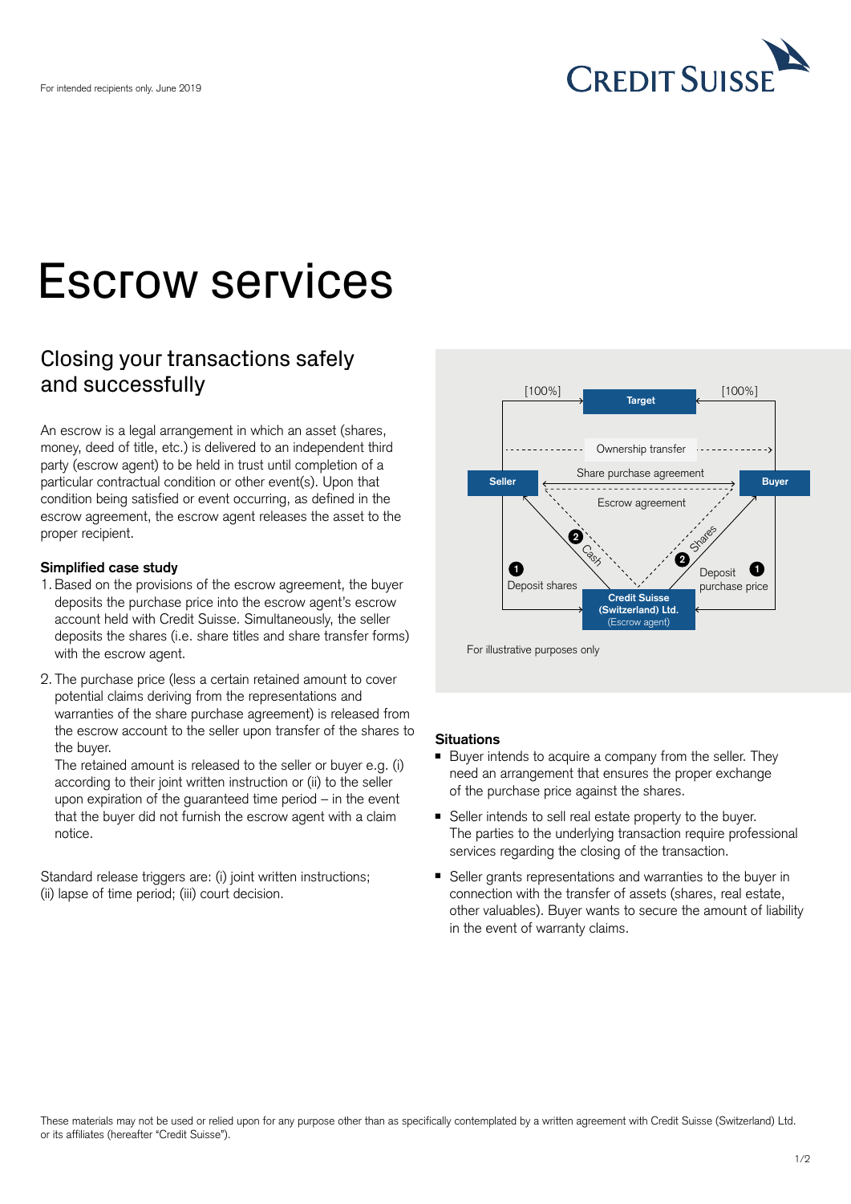# Escrow services

## Closing your transactions safely and successfully

An escrow is a legal arrangement in which an asset (shares, money, deed of title, etc.) is delivered to an independent third party (escrow agent) to be held in trust until completion of a particular contractual condition or other event(s). Upon that condition being satisfied or event occurring, as defined in the escrow agreement, the escrow agent releases the asset to the proper recipient.

**Simplified case study**

1. Based on the provisions of the escrow agreement, the buyer deposits the purchase price into the escrow agent's escrow account held with Credit Suisse. Simultaneously, the seller deposits the shares (i.e. share titles and share transfer forms) with the escrow agent.
2. The purchase price (less a certain retained amount to cover potential claims deriving from the representations and warranties of the share purchase agreement) is released from the escrow account to the seller upon transfer of the shares to the buyer.
   The retained amount is released to the seller or buyer e.g. (i) according to their joint written instruction or (ii) to the seller upon expiration of the guaranteed time period – in the event that the buyer did not furnish the escrow agent with a claim notice.

Standard release triggers are: (i) joint written instructions; (ii) lapse of time period; (iii) court decision.

[100%]
Target
[100%]
Ownership transfer
Seller
Share purchase agreement
Buyer
Escrow agreement
2 Cash
2 Shares
1 Deposit shares
Deposit purchase price 1
Credit Suisse (Switzerland) Ltd. (Escrow agent)

For illustrative purposes only

**Situations**

- Buyer intends to acquire a company from the seller. They need an arrangement that ensures the proper exchange of the purchase price against the shares.
- Seller intends to sell real estate property to the buyer. The parties to the underlying transaction require professional services regarding the closing of the transaction.
- Seller grants representations and warranties to the buyer in connection with the transfer of assets (shares, real estate, other valuables). Buyer wants to secure the amount of liability in the event of warranty claims.

These materials may not be used or relied upon for any purpose other than as specifically contemplated by a written agreement with Credit Suisse (Switzerland) Ltd. or its affiliates (hereafter "Credit Suisse").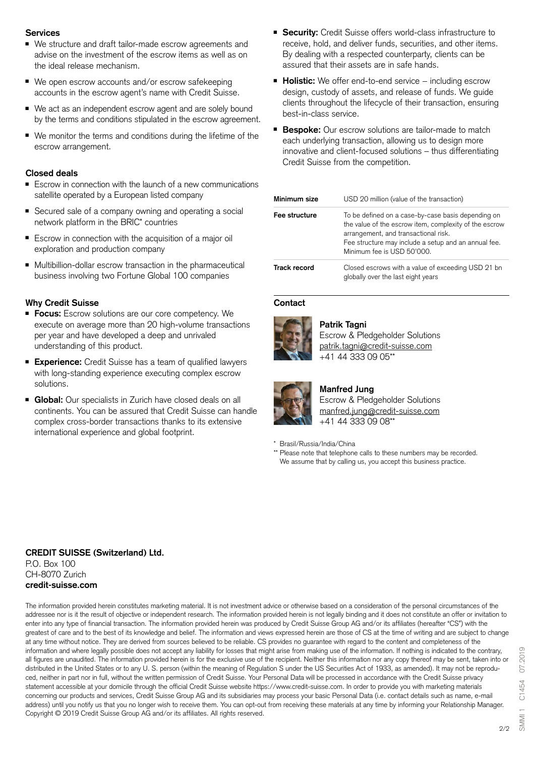### Services

- We structure and draft tailor-made escrow agreements and advise on the investment of the escrow items as well as on the ideal release mechanism.
- We open escrow accounts and/or escrow safekeeping accounts in the escrow agent's name with Credit Suisse.
- We act as an independent escrow agent and are solely bound by the terms and conditions stipulated in the escrow agreement.
- We monitor the terms and conditions during the lifetime of the escrow arrangement.

### Closed deals

- Escrow in connection with the launch of a new communications satellite operated by a European listed company
- Secured sale of a company owning and operating a social network platform in the BRIC* countries
- Escrow in connection with the acquisition of a major oil exploration and production company
- Multibillion-dollar escrow transaction in the pharmaceutical business involving two Fortune Global 100 companies

### Why Credit Suisse

- **Focus:** Escrow solutions are our core competency. We execute on average more than 20 high-volume transactions per year and have developed a deep and unrivaled understanding of this product.
- **Experience:** Credit Suisse has a team of qualified lawyers with long-standing experience executing complex escrow solutions.
- **Global:** Our specialists in Zurich have closed deals on all continents. You can be assured that Credit Suisse can handle complex cross-border transactions thanks to its extensive international experience and global footprint.
- **Security:** Credit Suisse offers world-class infrastructure to receive, hold, and deliver funds, securities, and other items. By dealing with a respected counterparty, clients can be assured that their assets are in safe hands.
- **Holistic:** We offer end-to-end service – including escrow design, custody of assets, and release of funds. We guide clients throughout the lifecycle of their transaction, ensuring best-in-class service.
- **Bespoke:** Our escrow solutions are tailor-made to match each underlying transaction, allowing us to design more innovative and client-focused solutions – thus differentiating Credit Suisse from the competition.

| | |
|---|---|
| **Minimum size** | USD 20 million (value of the transaction) |
| **Fee structure** | To be defined on a case-by-case basis depending on the value of the escrow item, complexity of the escrow arrangement, and transactional risk. Fee structure may include a setup and an annual fee. Minimum fee is USD 50'000. |
| **Track record** | Closed escrows with a value of exceeding USD 21 bn globally over the last eight years |

### Contact

**Patrik Tagni**
Escrow & Pledgeholder Solutions
patrik.tagni@credit-suisse.com
+41 44 333 09 05**

**Manfred Jung**
Escrow & Pledgeholder Solutions
manfred.jung@credit-suisse.com
+41 44 333 09 08**

\* Brasil/Russia/India/China
** Please note that telephone calls to these numbers may be recorded. We assume that by calling us, you accept this business practice.

**CREDIT SUISSE (Switzerland) Ltd.**
P.O. Box 100
CH-8070 Zurich
**credit-suisse.com**

The information provided herein constitutes marketing material. It is not investment advice or otherwise based on a consideration of the personal circumstances of the addressee nor is it the result of objective or independent research. The information provided herein is not legally binding and it does not constitute an offer or invitation to enter into any type of financial transaction. The information provided herein was produced by Credit Suisse Group AG and/or its affiliates (hereafter "CS") with the greatest of care and to the best of its knowledge and belief. The information and views expressed herein are those of CS at the time of writing and are subject to change at any time without notice. They are derived from sources believed to be reliable. CS provides no guarantee with regard to the content and completeness of the information and where legally possible does not accept any liability for losses that might arise from making use of the information. If nothing is indicated to the contrary, all figures are unaudited. The information provided herein is for the exclusive use of the recipient. Neither this information nor any copy thereof may be sent, taken into or distributed in the United States or to any U. S. person (within the meaning of Regulation S under the US Securities Act of 1933, as amended). It may not be reproduced, neither in part nor in full, without the written permission of Credit Suisse. Your Personal Data will be processed in accordance with the Credit Suisse privacy statement accessible at your domicile through the official Credit Suisse website https://www.credit-suisse.com. In order to provide you with marketing materials concerning our products and services, Credit Suisse Group AG and its subsidiaries may process your basic Personal Data (i.e. contact details such as name, e-mail address) until you notify us that you no longer wish to receive them. You can opt-out from receiving these materials at any time by informing your Relationship Manager. Copyright © 2019 Credit Suisse Group AG and/or its affiliates. All rights reserved.

SMMI 1 C1454 07.2019